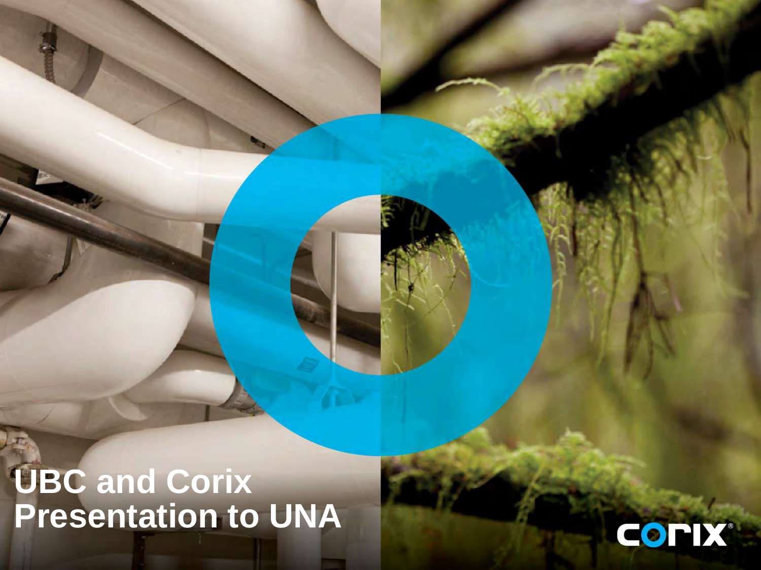# UBC and Corix Presentation to UNA

corix®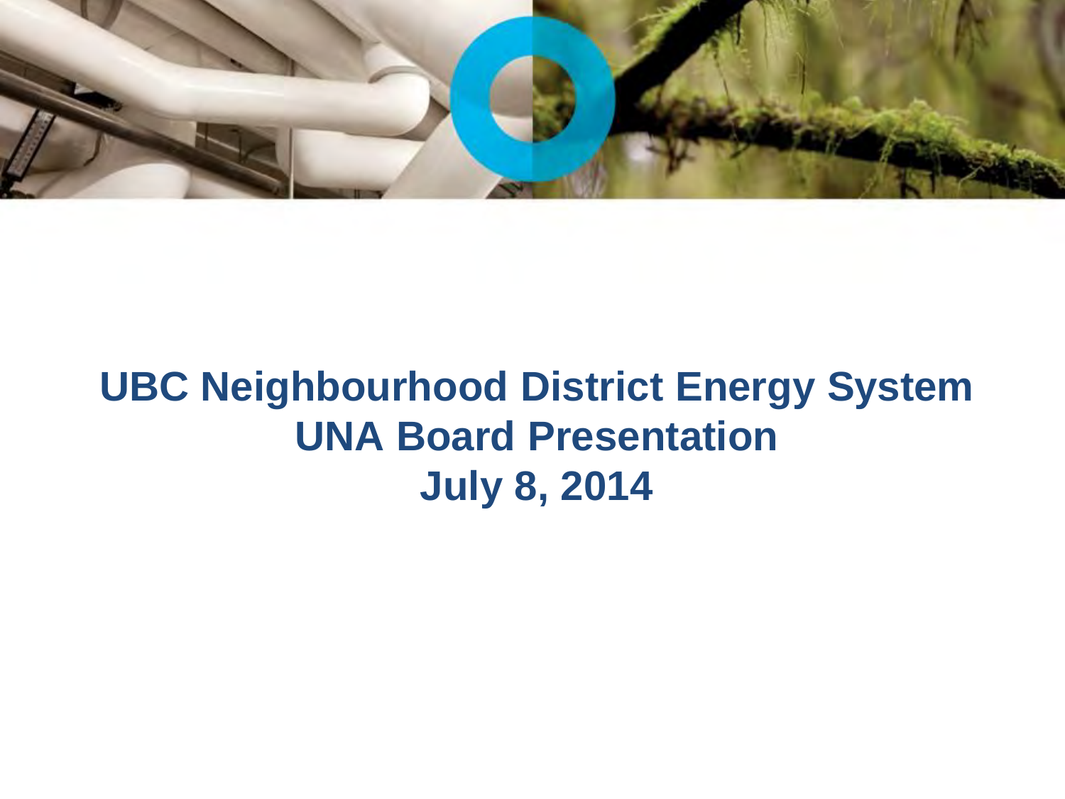# UBC Neighbourhood District Energy System
# UNA Board Presentation
# July 8, 2014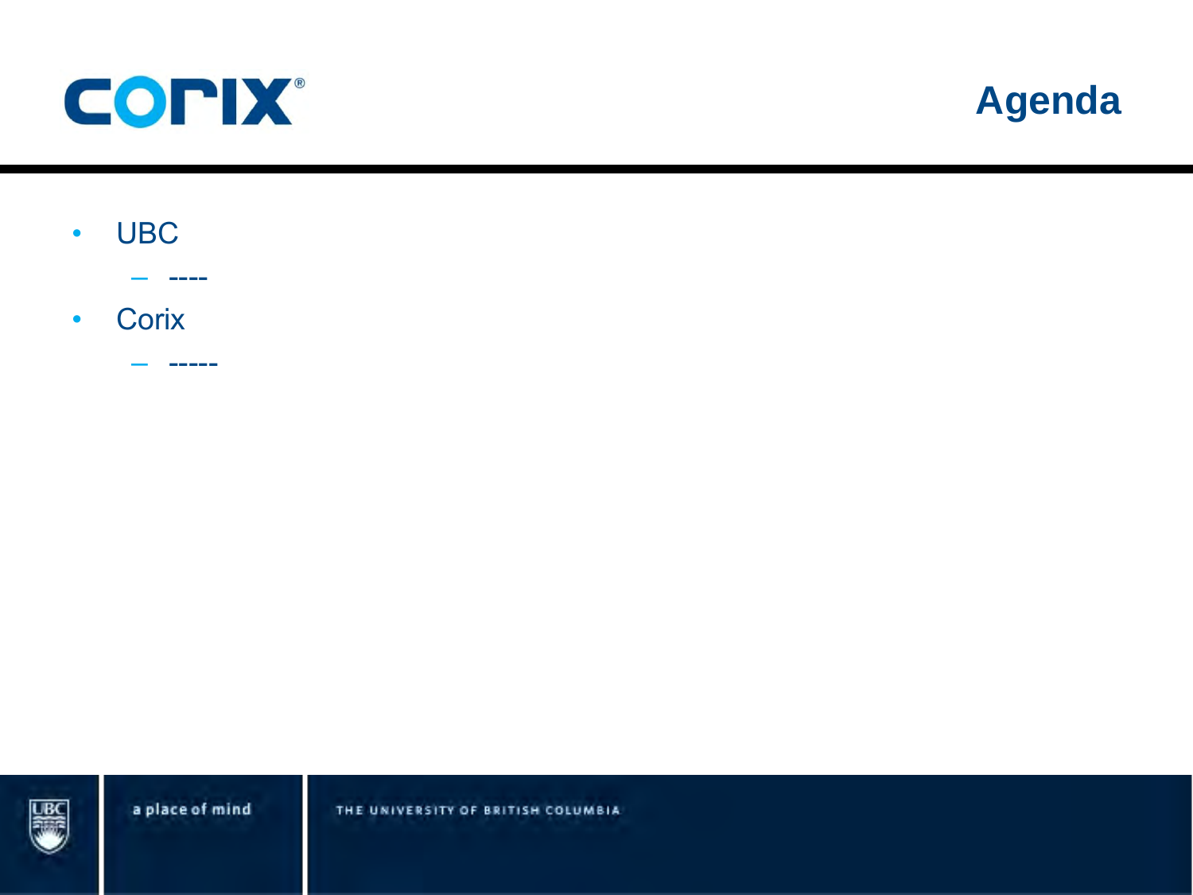# Agenda

- UBC
  - ----
- Corix
  - -----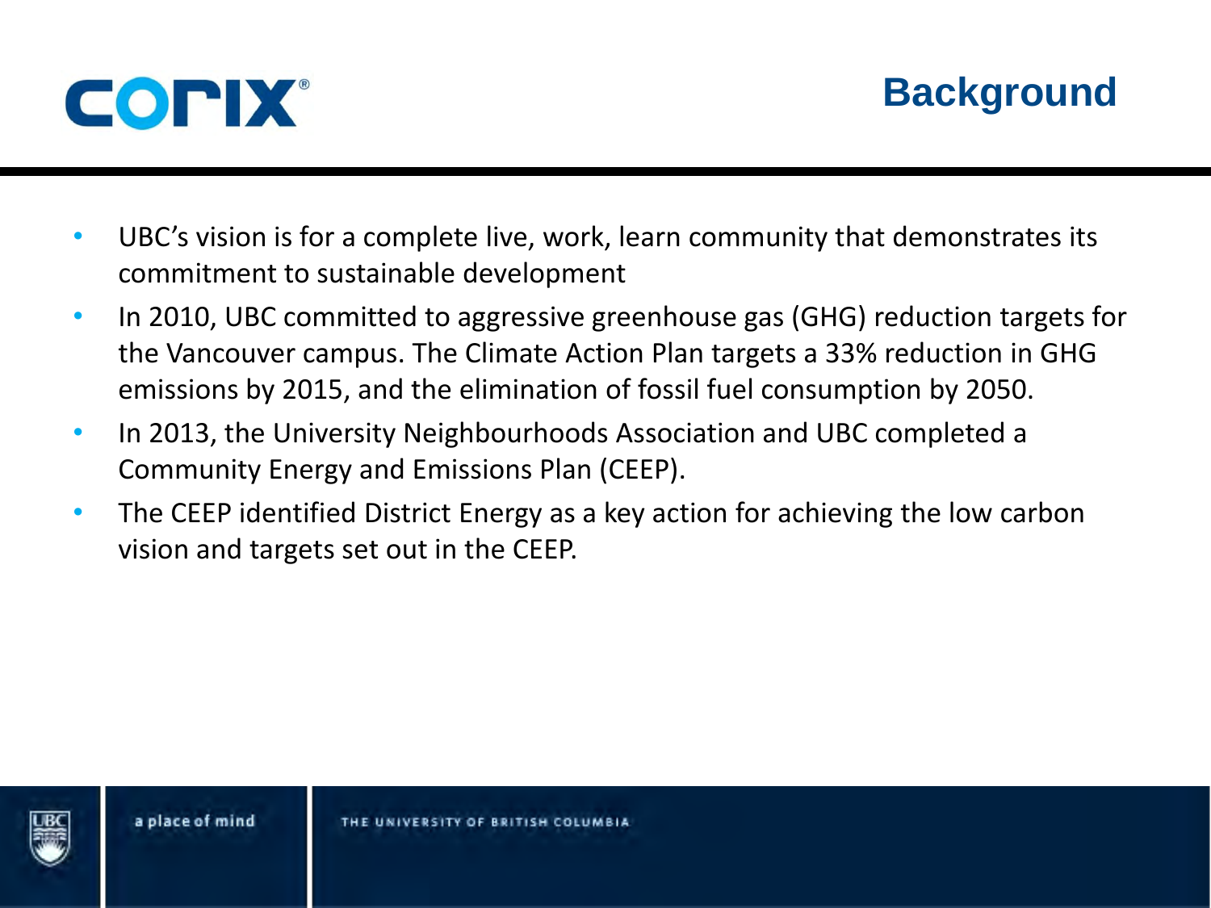# Background

- UBC's vision is for a complete live, work, learn community that demonstrates its commitment to sustainable development
- In 2010, UBC committed to aggressive greenhouse gas (GHG) reduction targets for the Vancouver campus. The Climate Action Plan targets a 33% reduction in GHG emissions by 2015, and the elimination of fossil fuel consumption by 2050.
- In 2013, the University Neighbourhoods Association and UBC completed a Community Energy and Emissions Plan (CEEP).
- The CEEP identified District Energy as a key action for achieving the low carbon vision and targets set out in the CEEP.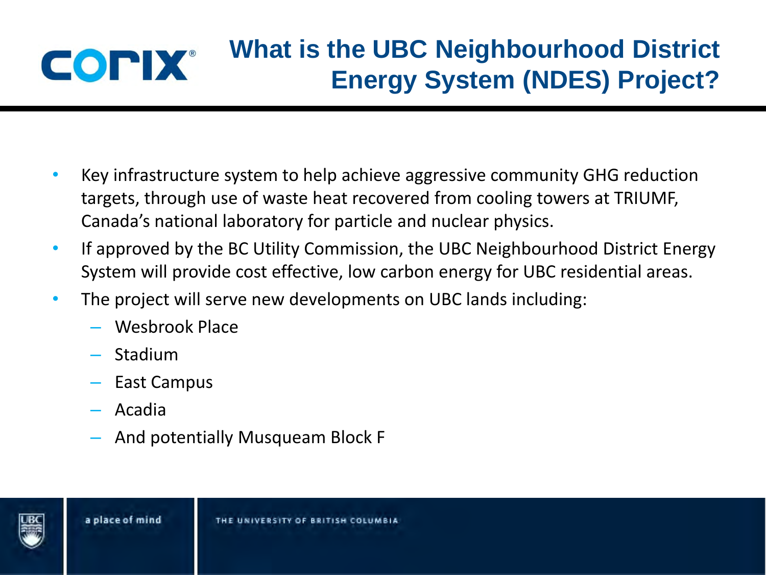# What is the UBC Neighbourhood District Energy System (NDES) Project?

- Key infrastructure system to help achieve aggressive community GHG reduction targets, through use of waste heat recovered from cooling towers at TRIUMF, Canada's national laboratory for particle and nuclear physics.
- If approved by the BC Utility Commission, the UBC Neighbourhood District Energy System will provide cost effective, low carbon energy for UBC residential areas.
- The project will serve new developments on UBC lands including:
  - Wesbrook Place
  - Stadium
  - East Campus
  - Acadia
  - And potentially Musqueam Block F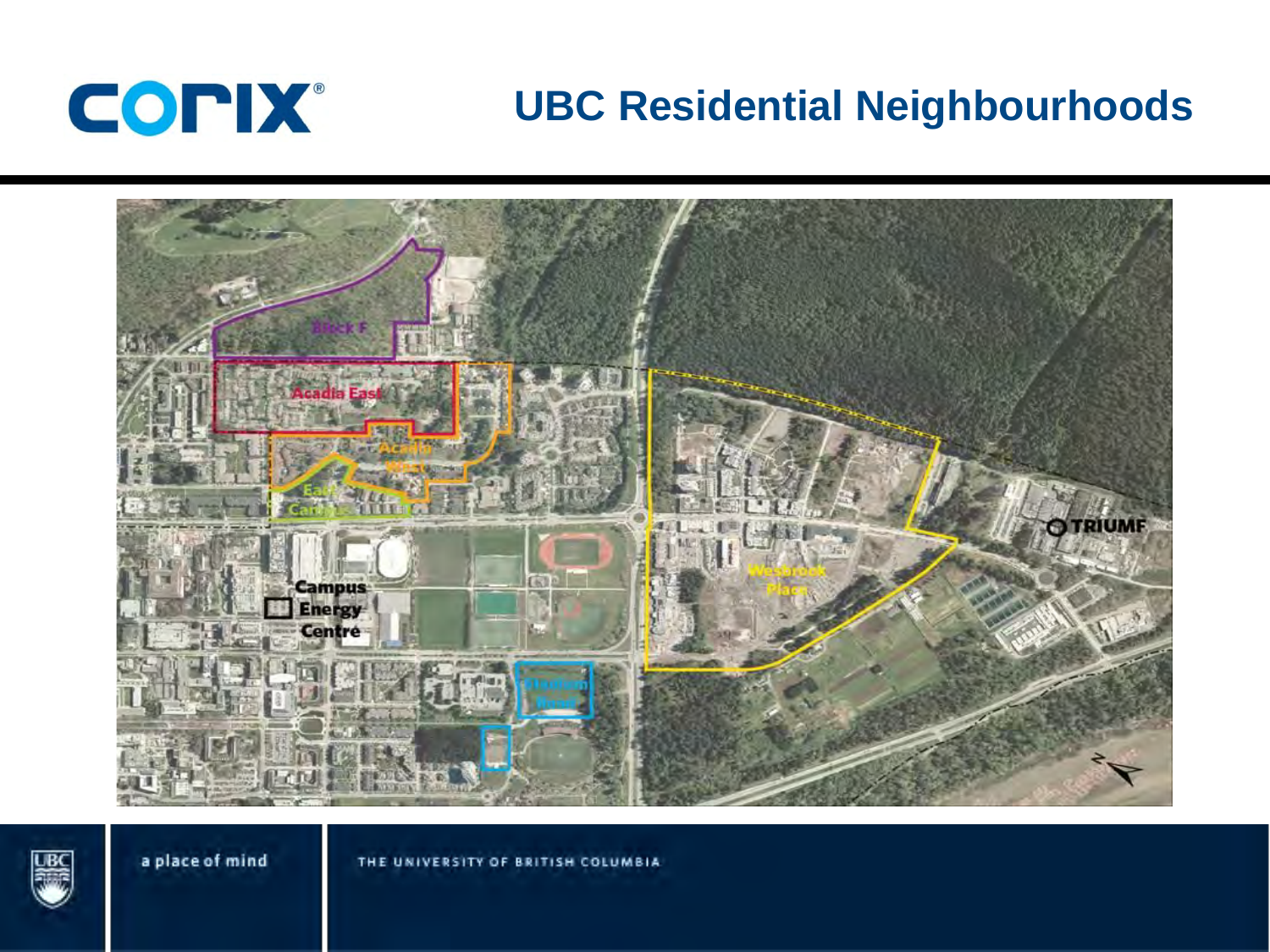# UBC Residential Neighbourhoods

Block F

Acadia East

Acadia West

East Campus

Campus Energy Centre

Wesbrook Place

TRIUMF

Stadium Road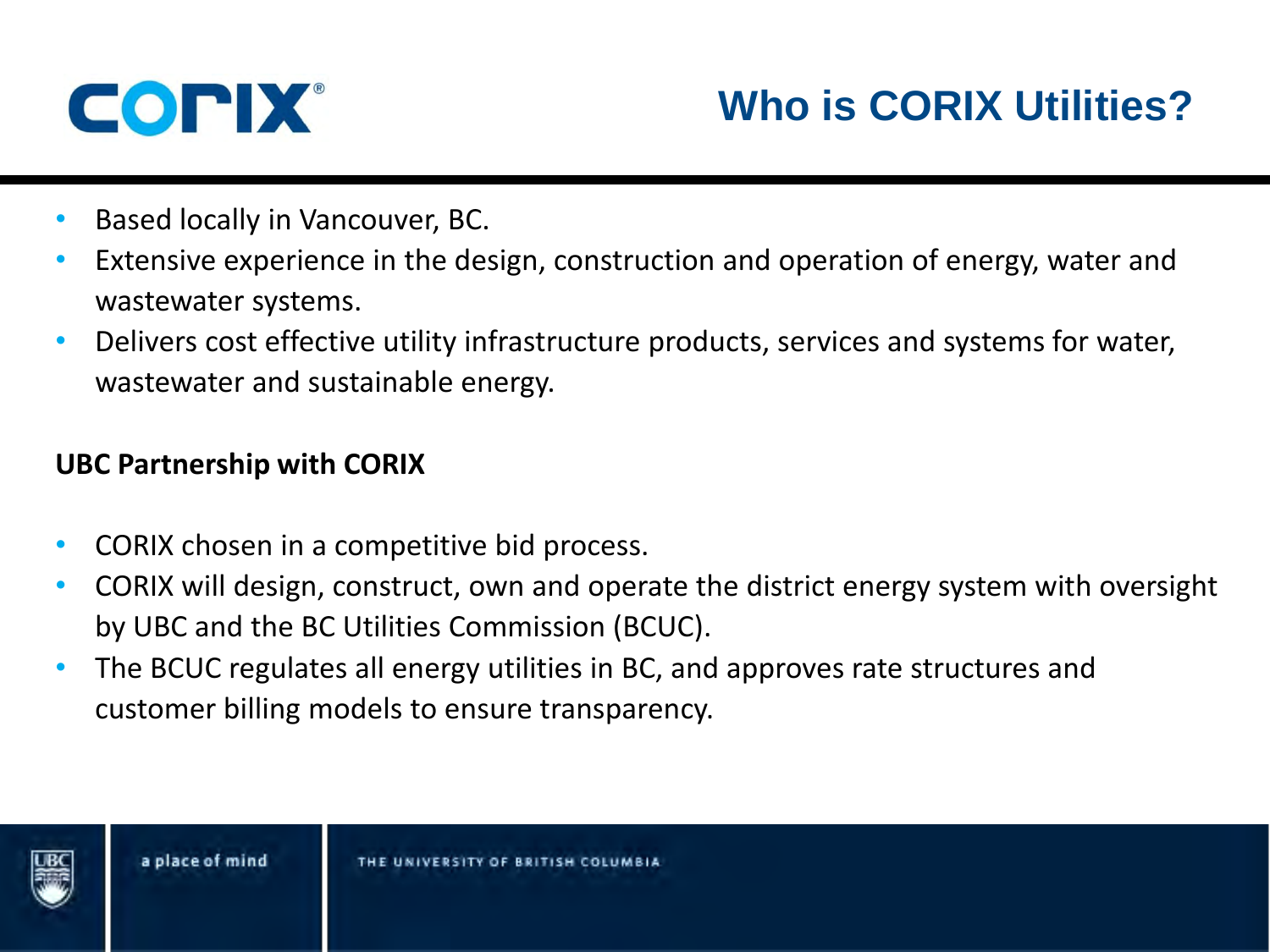# Who is CORIX Utilities?

- Based locally in Vancouver, BC.
- Extensive experience in the design, construction and operation of energy, water and wastewater systems.
- Delivers cost effective utility infrastructure products, services and systems for water, wastewater and sustainable energy.

**UBC Partnership with CORIX**

- CORIX chosen in a competitive bid process.
- CORIX will design, construct, own and operate the district energy system with oversight by UBC and the BC Utilities Commission (BCUC).
- The BCUC regulates all energy utilities in BC, and approves rate structures and customer billing models to ensure transparency.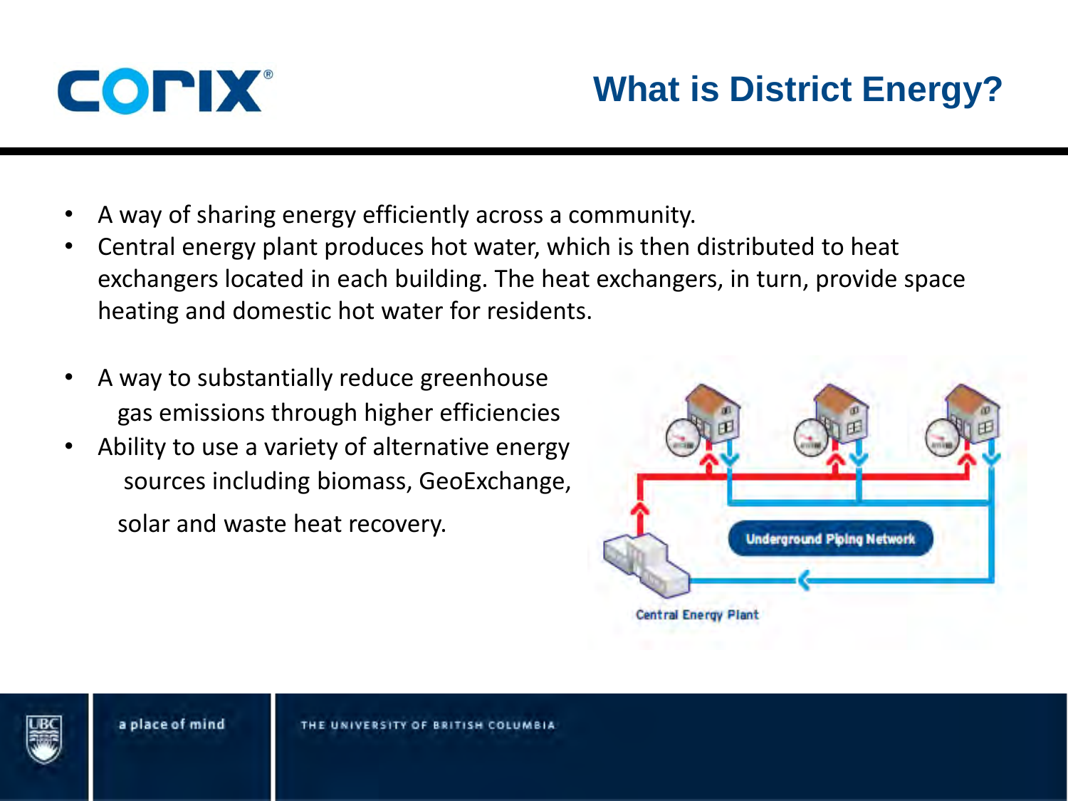# What is District Energy?

- A way of sharing energy efficiently across a community.
- Central energy plant produces hot water, which is then distributed to heat exchangers located in each building. The heat exchangers, in turn, provide space heating and domestic hot water for residents.

- A way to substantially reduce greenhouse gas emissions through higher efficiencies
- Ability to use a variety of alternative energy sources including biomass, GeoExchange, solar and waste heat recovery.

Underground Piping Network

Central Energy Plant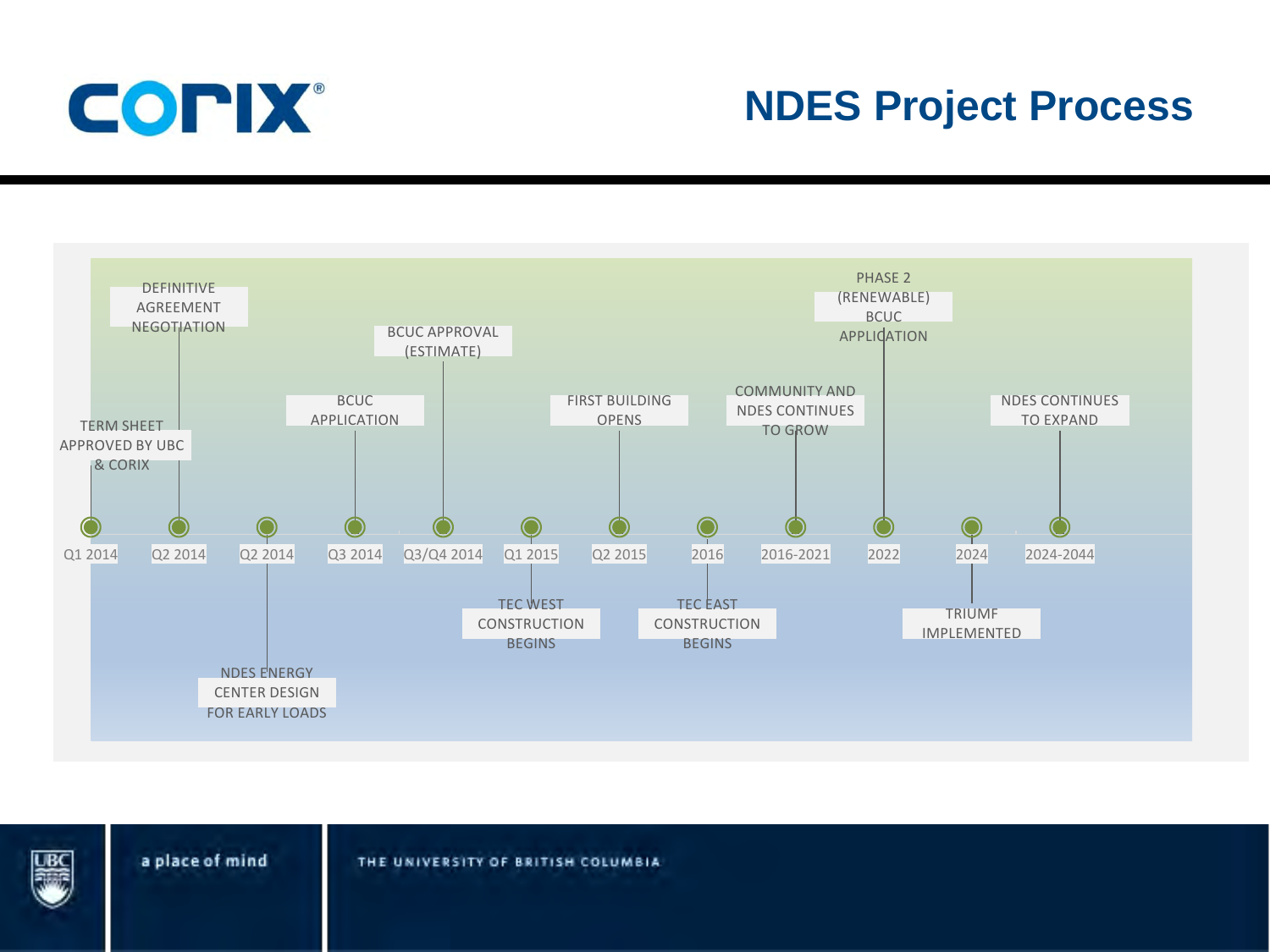# NDES Project Process

- Q1 2014 — TERM SHEET APPROVED BY UBC & CORIX
- Q2 2014 — DEFINITIVE AGREEMENT NEGOTIATION
- Q2 2014 — NDES ENERGY CENTER DESIGN FOR EARLY LOADS
- Q3 2014 — BCUC APPLICATION
- Q3/Q4 2014 — BCUC APPROVAL (ESTIMATE)
- Q1 2015 — TEC WEST CONSTRUCTION BEGINS
- Q2 2015 — FIRST BUILDING OPENS
- 2016 — TEC EAST CONSTRUCTION BEGINS
- 2016-2021 — COMMUNITY AND NDES CONTINUES TO GROW
- 2022 — PHASE 2 (RENEWABLE) BCUC APPLICATION
- 2024 — TRIUMF IMPLEMENTED
- 2024-2044 — NDES CONTINUES TO EXPAND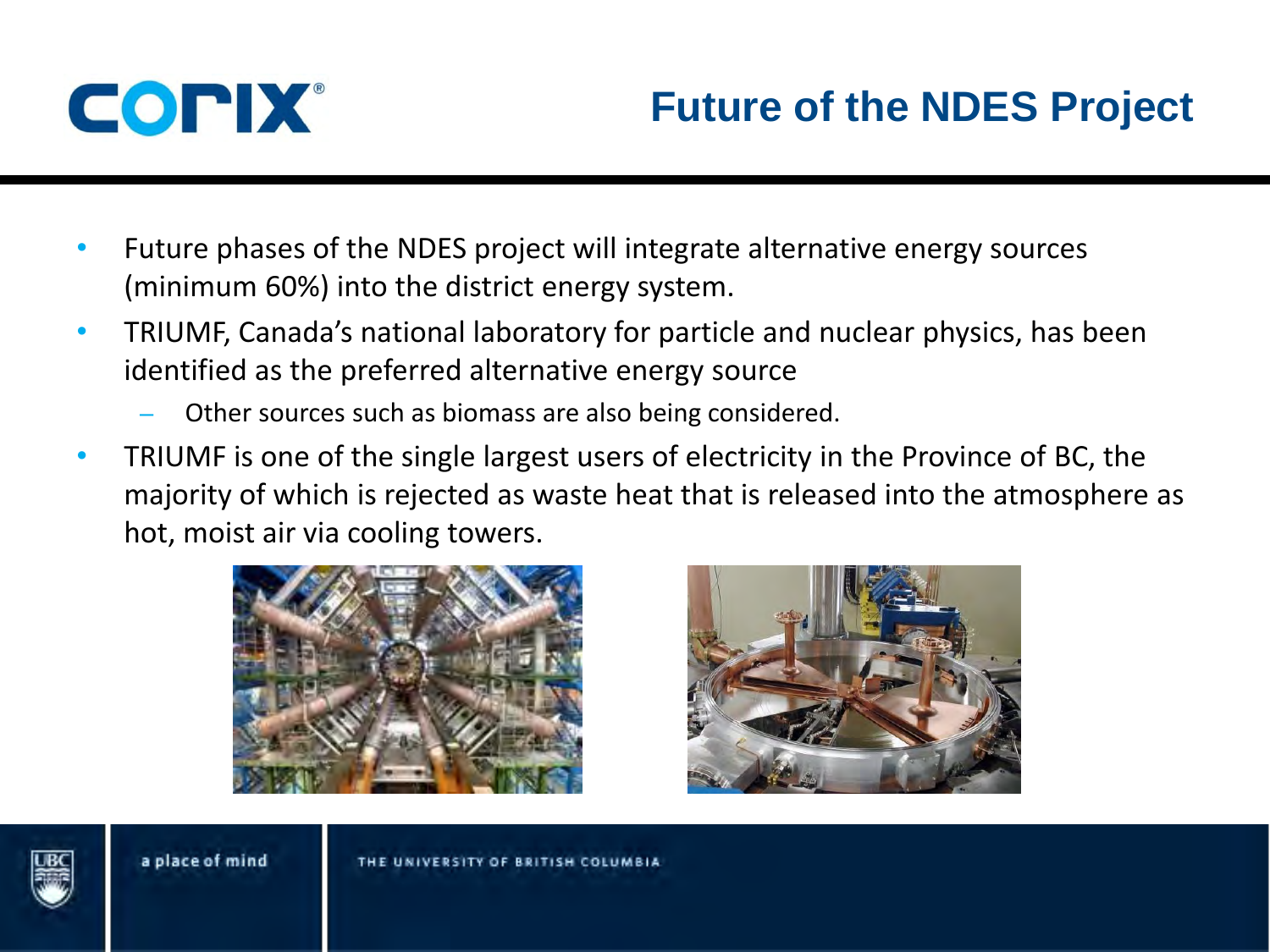# Future of the NDES Project

- Future phases of the NDES project will integrate alternative energy sources (minimum 60%) into the district energy system.
- TRIUMF, Canada's national laboratory for particle and nuclear physics, has been identified as the preferred alternative energy source
  - Other sources such as biomass are also being considered.
- TRIUMF is one of the single largest users of electricity in the Province of BC, the majority of which is rejected as waste heat that is released into the atmosphere as hot, moist air via cooling towers.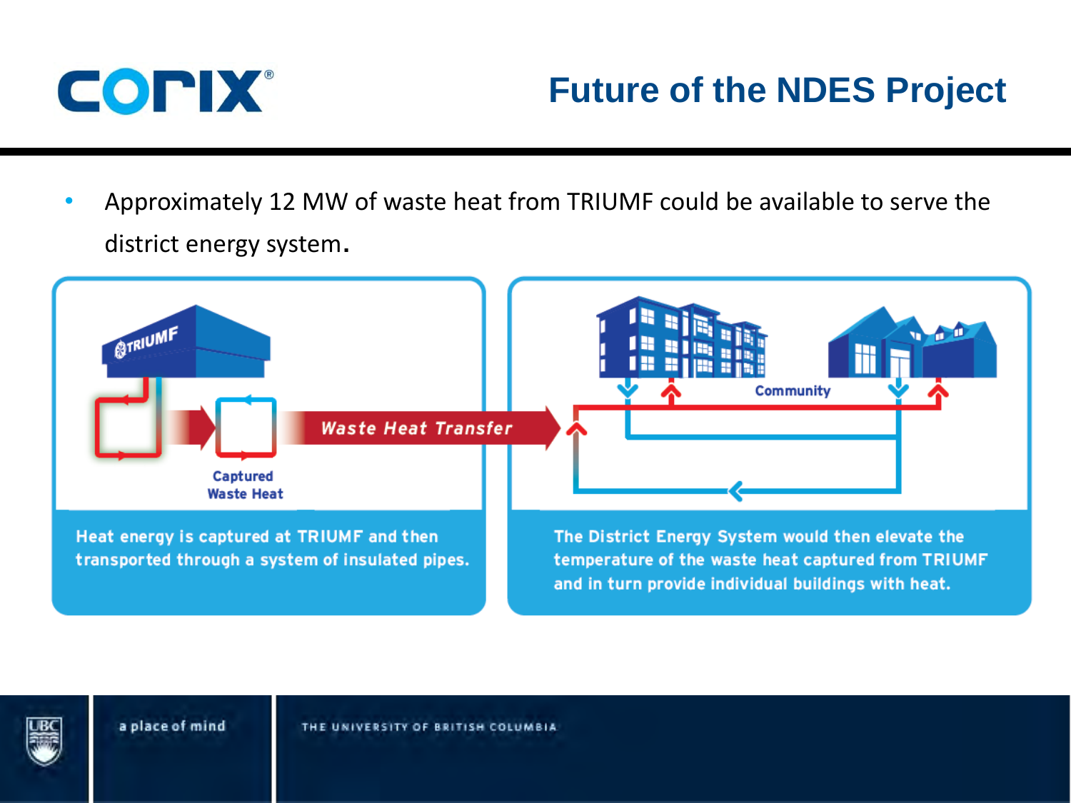# Future of the NDES Project

- Approximately 12 MW of waste heat from TRIUMF could be available to serve the district energy system.

TRIUMF

Captured Waste Heat

Waste Heat Transfer

Community

Heat energy is captured at TRIUMF and then transported through a system of insulated pipes.

The District Energy System would then elevate the temperature of the waste heat captured from TRIUMF and in turn provide individual buildings with heat.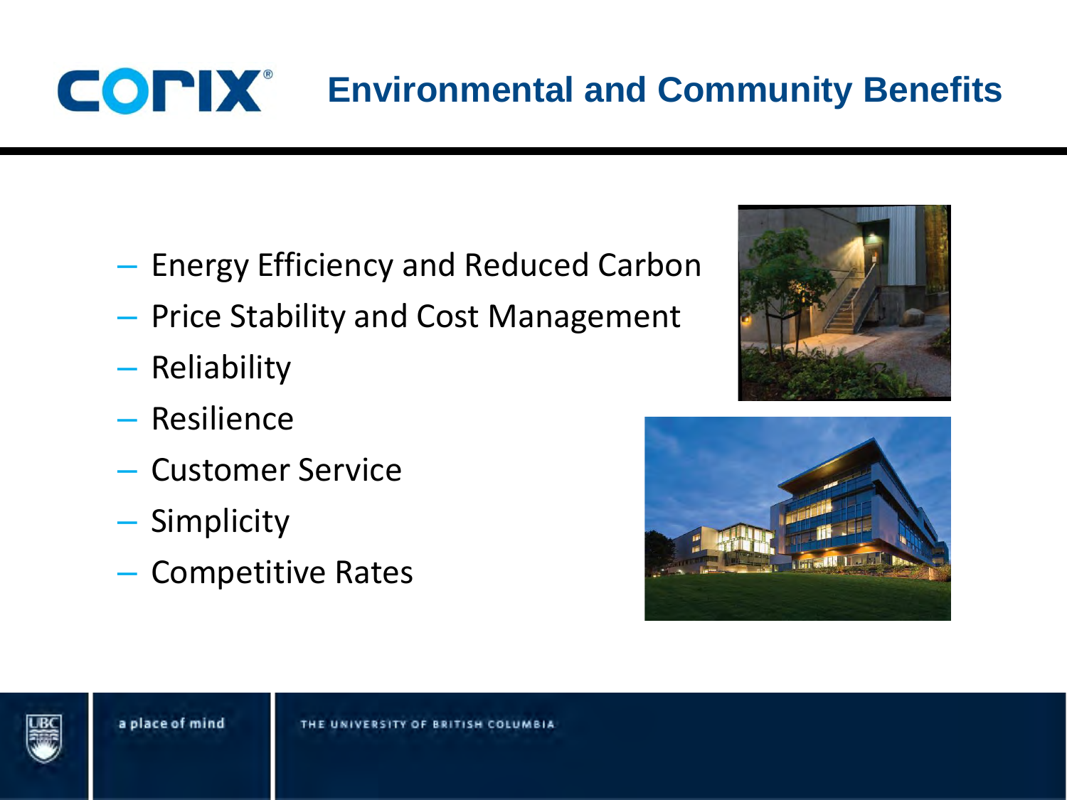# Environmental and Community Benefits

- Energy Efficiency and Reduced Carbon
- Price Stability and Cost Management
- Reliability
- Resilience
- Customer Service
- Simplicity
- Competitive Rates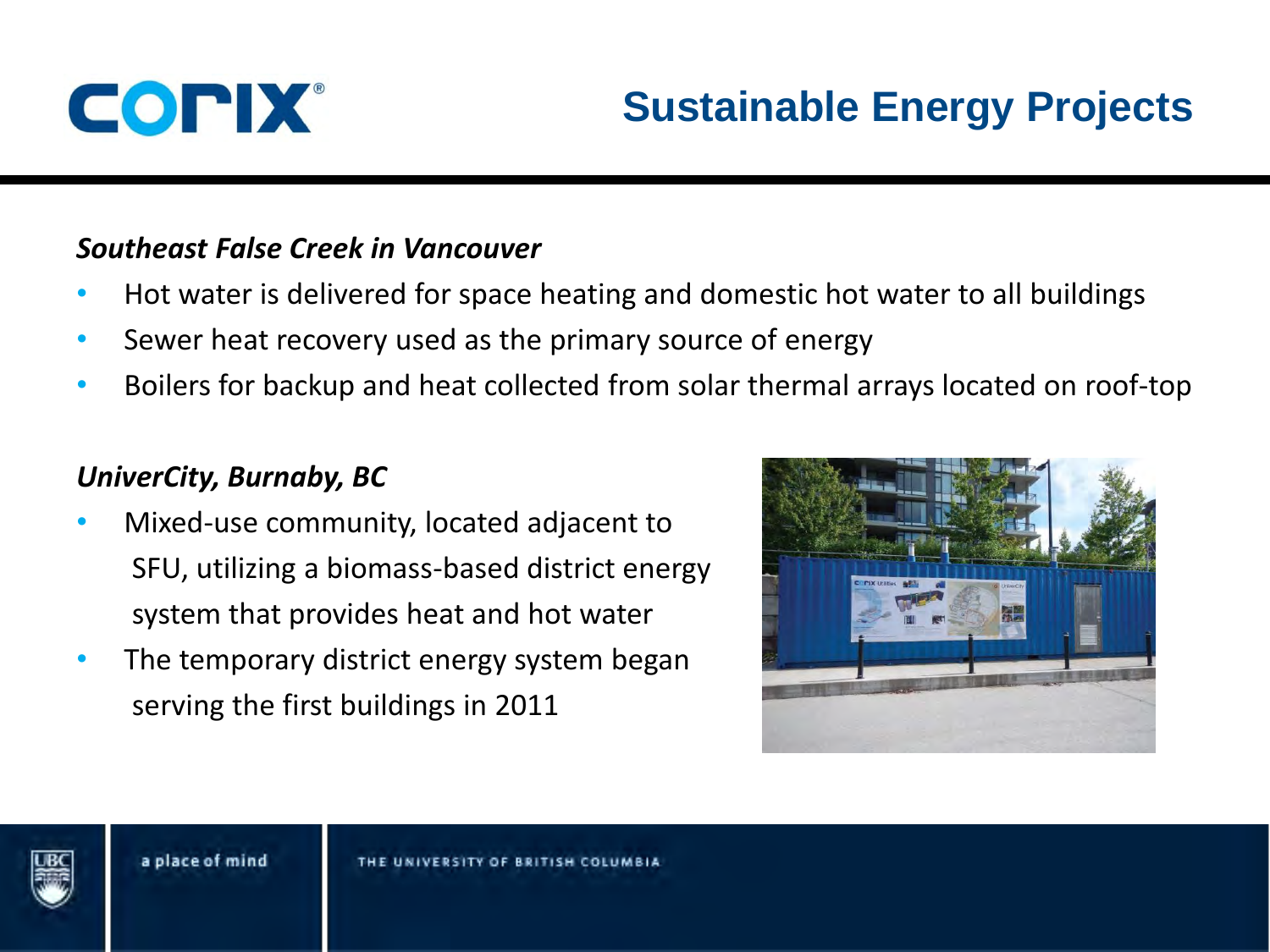# Sustainable Energy Projects

***Southeast False Creek in Vancouver***

- Hot water is delivered for space heating and domestic hot water to all buildings
- Sewer heat recovery used as the primary source of energy
- Boilers for backup and heat collected from solar thermal arrays located on roof-top

***UniverCity, Burnaby, BC***

- Mixed-use community, located adjacent to SFU, utilizing a biomass-based district energy system that provides heat and hot water
- The temporary district energy system began serving the first buildings in 2011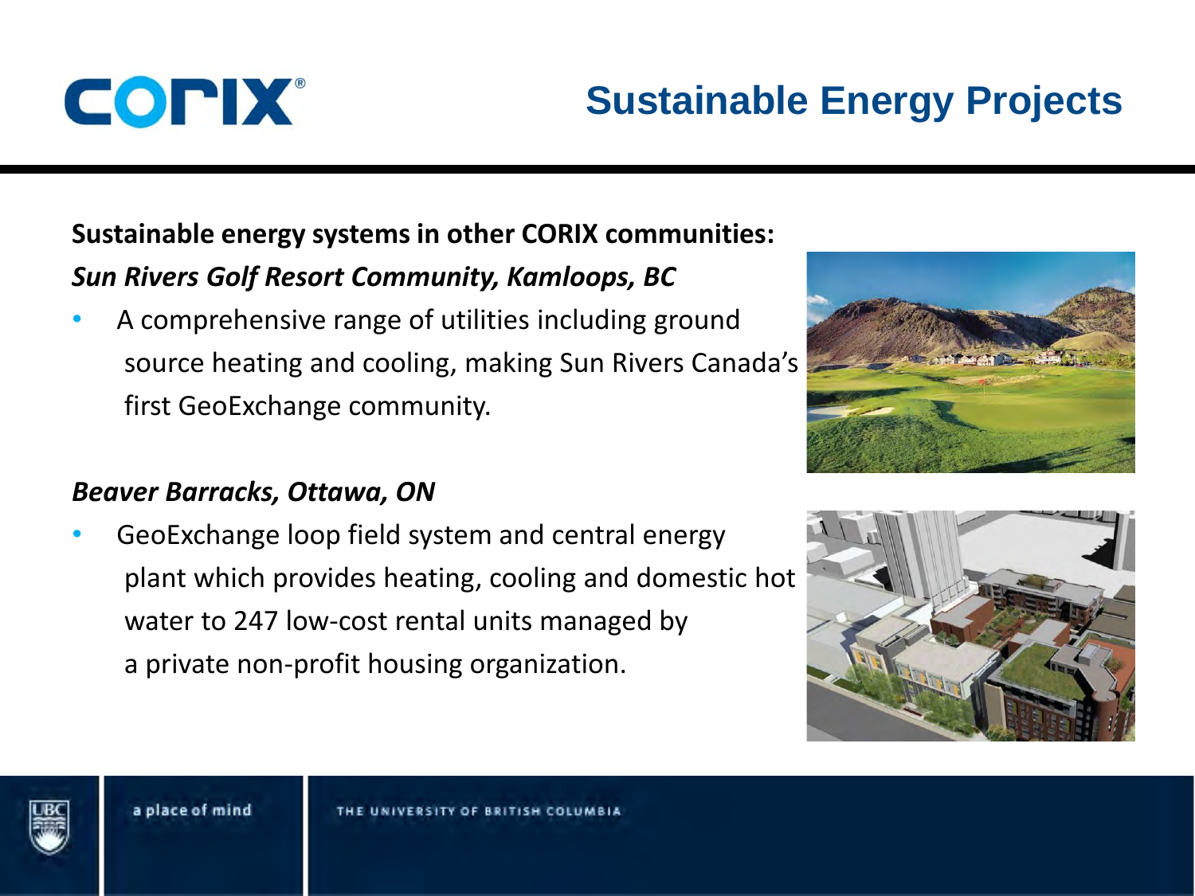# Sustainable Energy Projects

**Sustainable energy systems in other CORIX communities:**

***Sun Rivers Golf Resort Community, Kamloops, BC***

- A comprehensive range of utilities including ground source heating and cooling, making Sun Rivers Canada's first GeoExchange community.

***Beaver Barracks, Ottawa, ON***

- GeoExchange loop field system and central energy plant which provides heating, cooling and domestic hot water to 247 low-cost rental units managed by a private non-profit housing organization.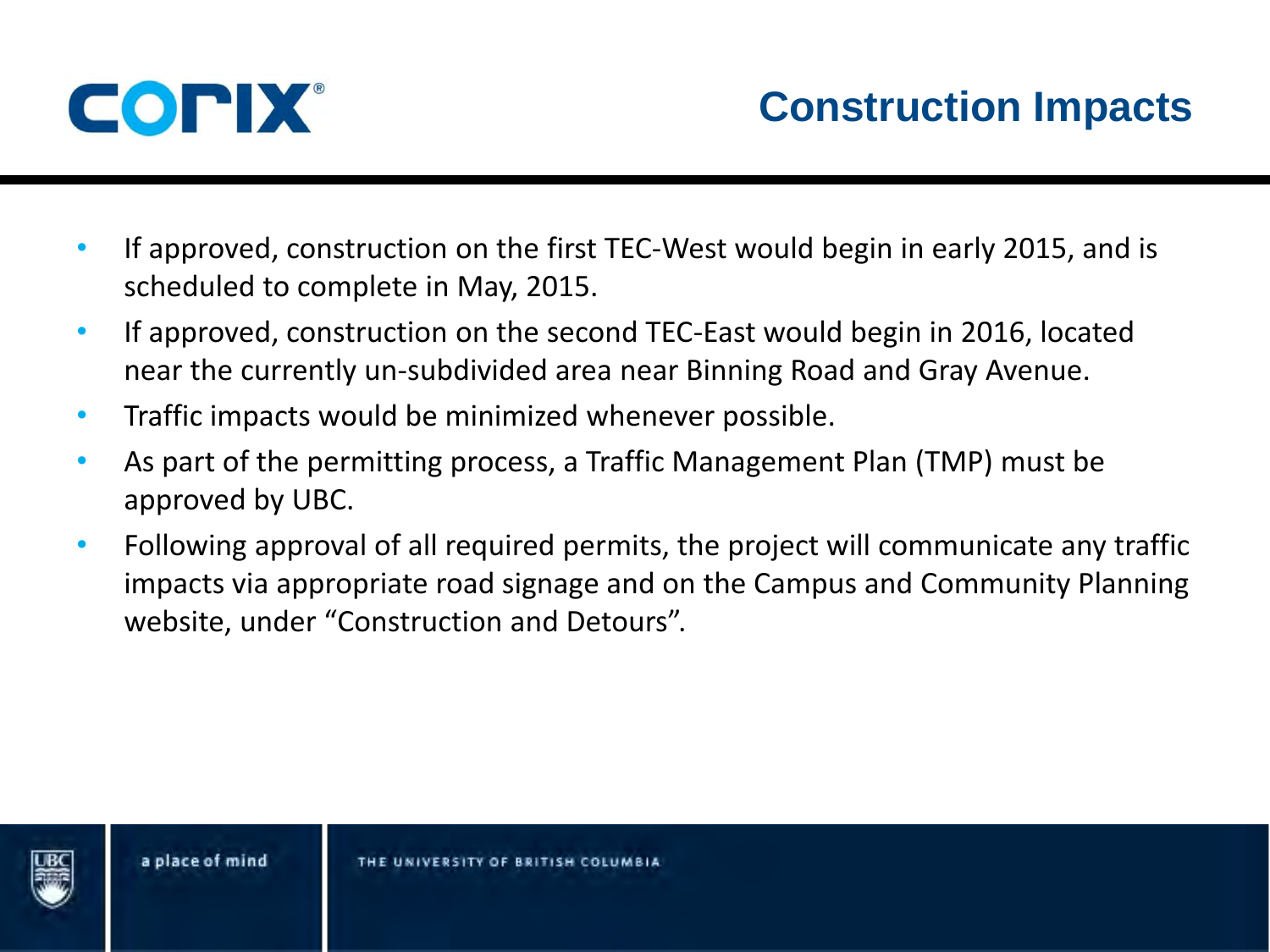## Construction Impacts

- If approved, construction on the first TEC-West would begin in early 2015, and is scheduled to complete in May, 2015.
- If approved, construction on the second TEC-East would begin in 2016, located near the currently un-subdivided area near Binning Road and Gray Avenue.
- Traffic impacts would be minimized whenever possible.
- As part of the permitting process, a Traffic Management Plan (TMP) must be approved by UBC.
- Following approval of all required permits, the project will communicate any traffic impacts via appropriate road signage and on the Campus and Community Planning website, under "Construction and Detours".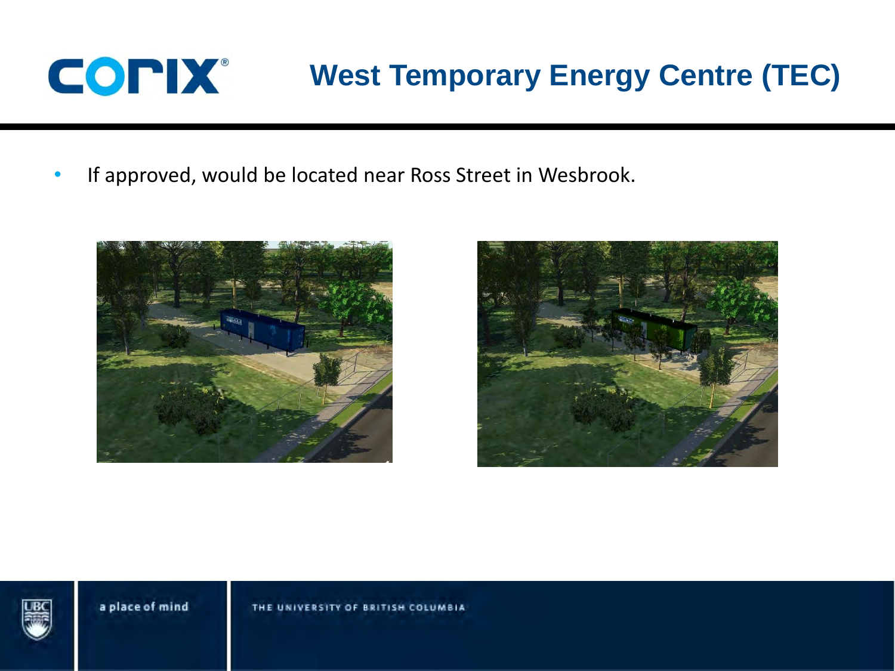# West Temporary Energy Centre (TEC)

- If approved, would be located near Ross Street in Wesbrook.